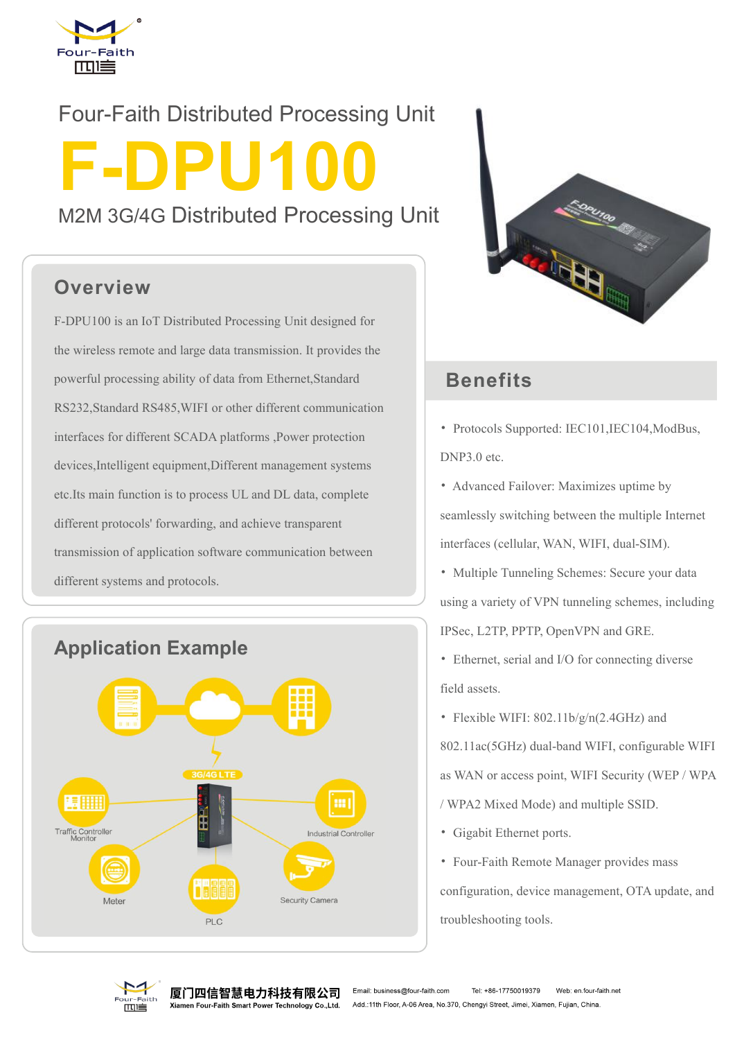Four-Faith Distributed Processing Unit

# F-DPU100

## M2M 3G/4G Distributed Processing Unit

## Overview

F-DPU100 is an IoT Distributed Processing Unit designed for the wireless remote and large data transmission. It provides the powerful processing ability of data from Ethernet,Standard RS232,Standard RS485,WIFI or other different communication interfaces for different SCADA platforms ,Power protection devices,Intelligent equipment,Different management systems etc.Its main function is to process UL and DL data, complete different protocols' forwarding, and achieve transparent transmission of application software communication between different systems and protocols.

## Application Example

3G/4G LTE

Traffic Controller Monitor

Industrial Controller

Meter

PLC

Security Camera

## Benefits

- Protocols Supported: IEC101,IEC104,ModBus, DNP3.0 etc.
- Advanced Failover: Maximizes uptime by seamlessly switching between the multiple Internet interfaces (cellular, WAN, WIFI, dual-SIM).
- Multiple Tunneling Schemes: Secure your data using a variety of VPN tunneling schemes, including IPSec, L2TP, PPTP, OpenVPN and GRE.
- Ethernet, serial and I/O for connecting diverse field assets.
- Flexible WIFI: 802.11b/g/n(2.4GHz) and 802.11ac(5GHz) dual-band WIFI, configurable WIFI as WAN or access point, WIFI Security (WEP / WPA / WPA2 Mixed Mode) and multiple SSID.
- Gigabit Ethernet ports.
- Four-Faith Remote Manager provides mass configuration, device management, OTA update, and troubleshooting tools.

厦门四信智慧电力科技有限公司
Xiamen Four-Faith Smart Power Technology Co.,Ltd.

Email: business@four-faith.com Tel: +86-17750019379 Web: en.four-faith.net
Add.:11th Floor, A-06 Area, No.370, Chengyi Street, Jimei, Xiamen, Fujian, China.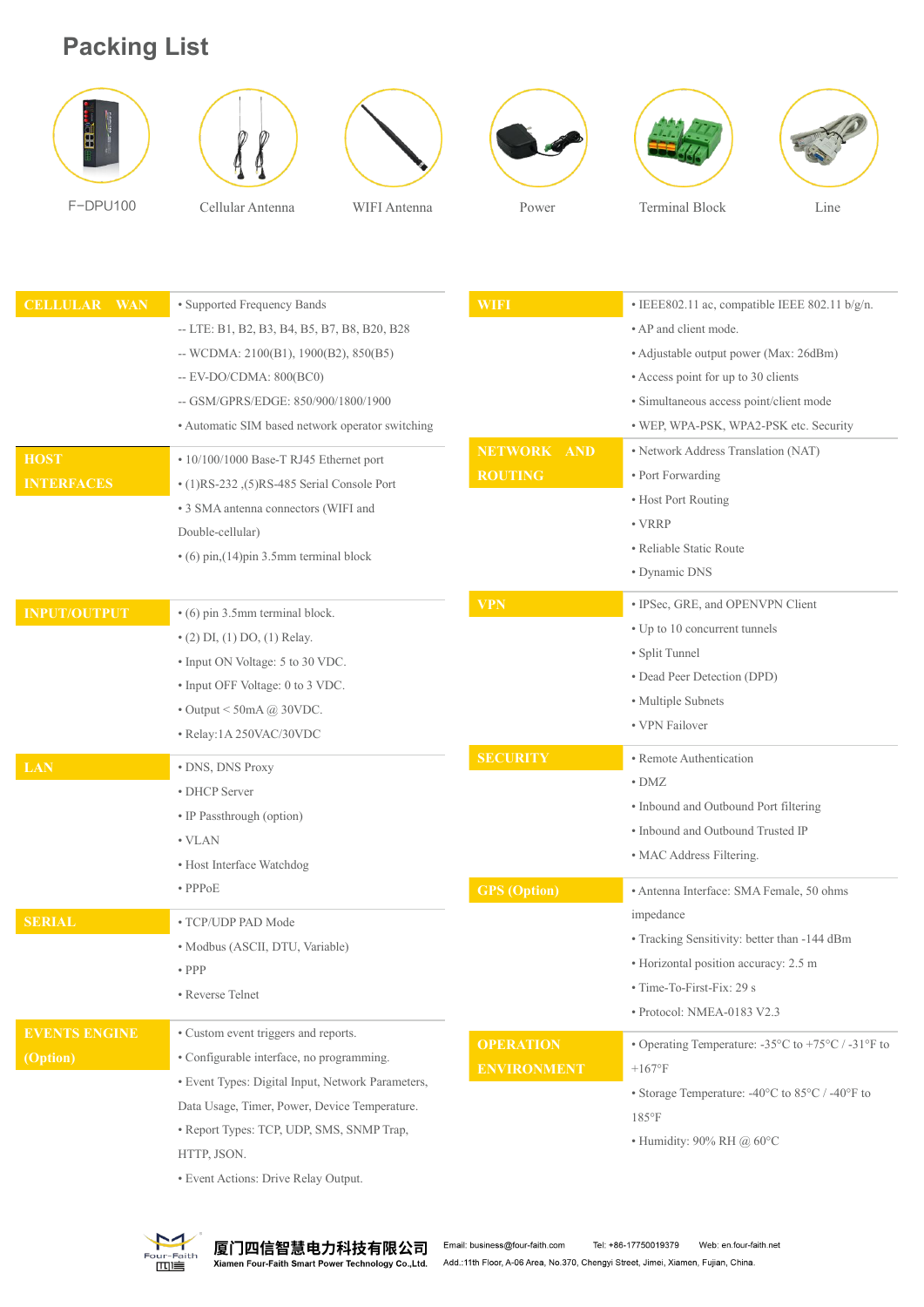# Packing List

F-DPU100 | Cellular Antenna | WIFI Antenna | Power | Terminal Block | Line

| | |
|---|---|
| **CELLULAR WAN** | • Supported Frequency Bands<br>-- LTE: B1, B2, B3, B4, B5, B7, B8, B20, B28<br>-- WCDMA: 2100(B1), 1900(B2), 850(B5)<br>-- EV-DO/CDMA: 800(BC0)<br>-- GSM/GPRS/EDGE: 850/900/1800/1900<br>• Automatic SIM based network operator switching |
| **HOST INTERFACES** | • 10/100/1000 Base-T RJ45 Ethernet port<br>• (1)RS-232 ,(5)RS-485 Serial Console Port<br>• 3 SMA antenna connectors (WIFI and Double-cellular)<br>• (6) pin,(14)pin 3.5mm terminal block |
| **INPUT/OUTPUT** | • (6) pin 3.5mm terminal block.<br>• (2) DI, (1) DO, (1) Relay.<br>• Input ON Voltage: 5 to 30 VDC.<br>• Input OFF Voltage: 0 to 3 VDC.<br>• Output < 50mA @ 30VDC.<br>• Relay:1A 250VAC/30VDC |
| **LAN** | • DNS, DNS Proxy<br>• DHCP Server<br>• IP Passthrough (option)<br>• VLAN<br>• Host Interface Watchdog<br>• PPPoE |
| **SERIAL** | • TCP/UDP PAD Mode<br>• Modbus (ASCII, DTU, Variable)<br>• PPP<br>• Reverse Telnet |
| **EVENTS ENGINE (Option)** | • Custom event triggers and reports.<br>• Configurable interface, no programming.<br>• Event Types: Digital Input, Network Parameters, Data Usage, Timer, Power, Device Temperature.<br>• Report Types: TCP, UDP, SMS, SNMP Trap, HTTP, JSON.<br>• Event Actions: Drive Relay Output. |
| **WIFI** | • IEEE802.11 ac, compatible IEEE 802.11 b/g/n.<br>• AP and client mode.<br>• Adjustable output power (Max: 26dBm)<br>• Access point for up to 30 clients<br>• Simultaneous access point/client mode<br>• WEP, WPA-PSK, WPA2-PSK etc. Security |
| **NETWORK AND ROUTING** | • Network Address Translation (NAT)<br>• Port Forwarding<br>• Host Port Routing<br>• VRRP<br>• Reliable Static Route<br>• Dynamic DNS |
| **VPN** | • IPSec, GRE, and OPENVPN Client<br>• Up to 10 concurrent tunnels<br>• Split Tunnel<br>• Dead Peer Detection (DPD)<br>• Multiple Subnets<br>• VPN Failover |
| **SECURITY** | • Remote Authentication<br>• DMZ<br>• Inbound and Outbound Port filtering<br>• Inbound and Outbound Trusted IP<br>• MAC Address Filtering. |
| **GPS (Option)** | • Antenna Interface: SMA Female, 50 ohms impedance<br>• Tracking Sensitivity: better than -144 dBm<br>• Horizontal position accuracy: 2.5 m<br>• Time-To-First-Fix: 29 s<br>• Protocol: NMEA-0183 V2.3 |
| **OPERATION ENVIRONMENT** | • Operating Temperature: -35°C to +75°C / -31°F to +167°F<br>• Storage Temperature: -40°C to 85°C / -40°F to 185°F<br>• Humidity: 90% RH @ 60°C |

厦门四信智慧电力科技有限公司
Xiamen Four-Faith Smart Power Technology Co.,Ltd.

Email: business@four-faith.com  Tel: +86-17750019379  Web: en.four-faith.net
Add.:11th Floor, A-06 Area, No.370, Chengyi Street, Jimei, Xiamen, Fujian, China.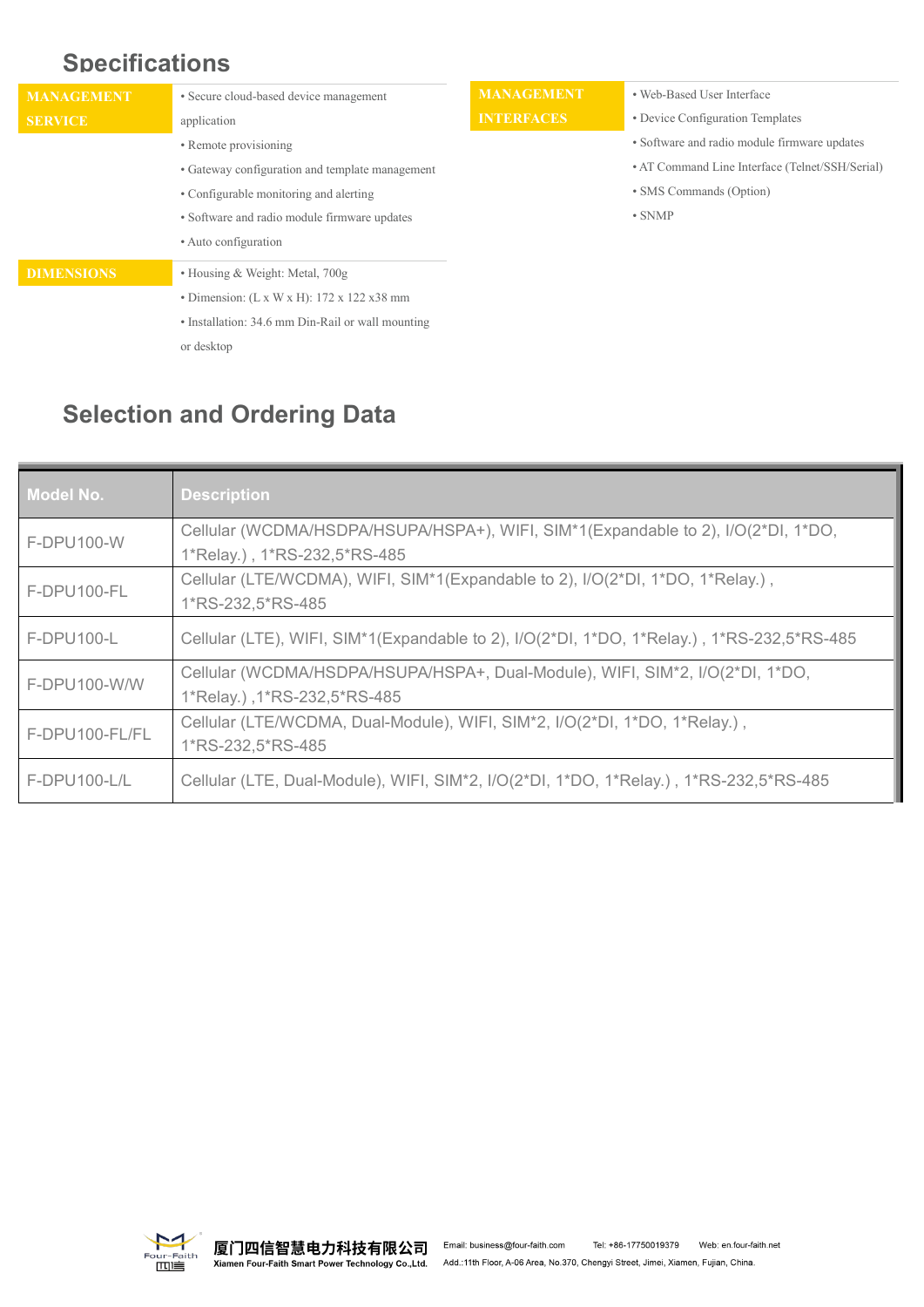## Specifications

| | |
|---|---|
| MANAGEMENT SERVICE | • Secure cloud-based device management application<br>• Remote provisioning<br>• Gateway configuration and template management<br>• Configurable monitoring and alerting<br>• Software and radio module firmware updates<br>• Auto configuration |
| DIMENSIONS | • Housing & Weight: Metal, 700g<br>• Dimension: (L x W x H): 172 x 122 x38 mm<br>• Installation: 34.6 mm Din-Rail or wall mounting or desktop |
| MANAGEMENT INTERFACES | • Web-Based User Interface<br>• Device Configuration Templates<br>• Software and radio module firmware updates<br>• AT Command Line Interface (Telnet/SSH/Serial)<br>• SMS Commands (Option)<br>• SNMP |

## Selection and Ordering Data

| Model No. | Description |
|---|---|
| F-DPU100-W | Cellular (WCDMA/HSDPA/HSUPA/HSPA+), WIFI, SIM*1(Expandable to 2), I/O(2*DI, 1*DO, 1*Relay.) , 1*RS-232,5*RS-485 |
| F-DPU100-FL | Cellular (LTE/WCDMA), WIFI, SIM*1(Expandable to 2), I/O(2*DI, 1*DO, 1*Relay.) , 1*RS-232,5*RS-485 |
| F-DPU100-L | Cellular (LTE), WIFI, SIM*1(Expandable to 2), I/O(2*DI, 1*DO, 1*Relay.) , 1*RS-232,5*RS-485 |
| F-DPU100-W/W | Cellular (WCDMA/HSDPA/HSUPA/HSPA+, Dual-Module), WIFI, SIM*2, I/O(2*DI, 1*DO, 1*Relay.) ,1*RS-232,5*RS-485 |
| F-DPU100-FL/FL | Cellular (LTE/WCDMA, Dual-Module), WIFI, SIM*2, I/O(2*DI, 1*DO, 1*Relay.) , 1*RS-232,5*RS-485 |
| F-DPU100-L/L | Cellular (LTE, Dual-Module), WIFI, SIM*2, I/O(2*DI, 1*DO, 1*Relay.) , 1*RS-232,5*RS-485 |